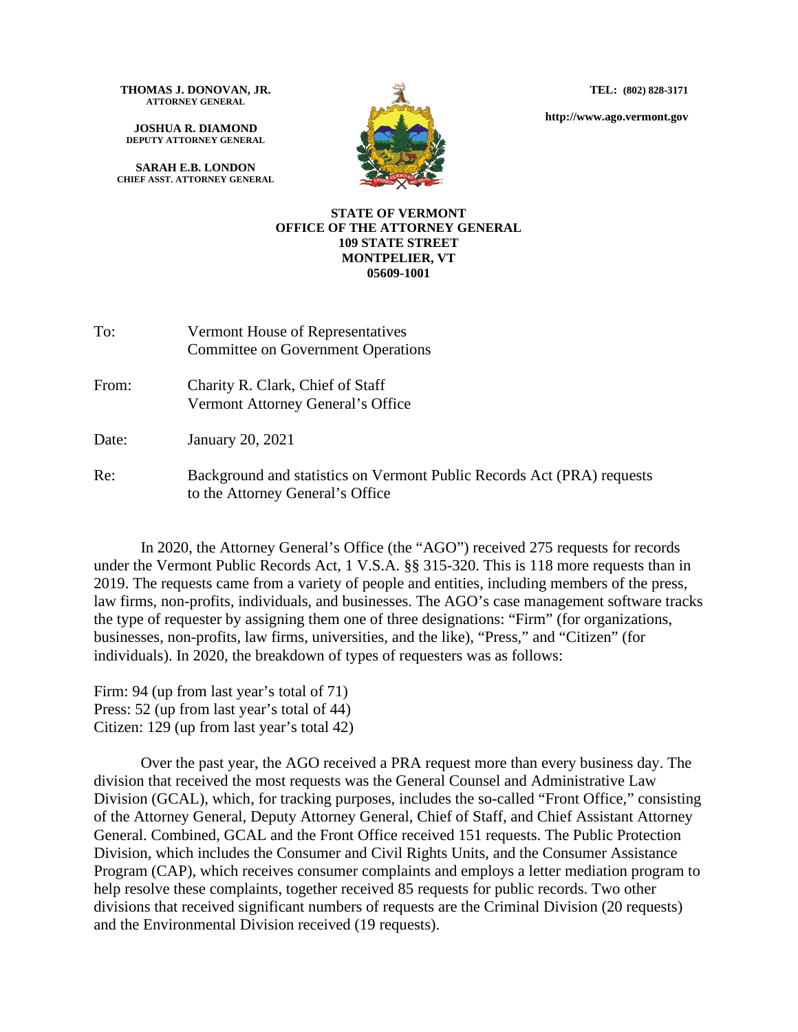**THOMAS J. DONOVAN, JR.**
**ATTORNEY GENERAL**

**JOSHUA R. DIAMOND**
**DEPUTY ATTORNEY GENERAL**

**SARAH E.B. LONDON**
**CHIEF ASST. ATTORNEY GENERAL**

**TEL: (802) 828-3171**

**http://www.ago.vermont.gov**

**STATE OF VERMONT**
**OFFICE OF THE ATTORNEY GENERAL**
**109 STATE STREET**
**MONTPELIER, VT**
**05609-1001**

To: Vermont House of Representatives
Committee on Government Operations

From: Charity R. Clark, Chief of Staff
Vermont Attorney General's Office

Date: January 20, 2021

Re: Background and statistics on Vermont Public Records Act (PRA) requests to the Attorney General's Office

In 2020, the Attorney General's Office (the "AGO") received 275 requests for records under the Vermont Public Records Act, 1 V.S.A. §§ 315-320. This is 118 more requests than in 2019. The requests came from a variety of people and entities, including members of the press, law firms, non-profits, individuals, and businesses. The AGO's case management software tracks the type of requester by assigning them one of three designations: "Firm" (for organizations, businesses, non-profits, law firms, universities, and the like), "Press," and "Citizen" (for individuals). In 2020, the breakdown of types of requesters was as follows:

Firm: 94 (up from last year's total of 71)
Press: 52 (up from last year's total of 44)
Citizen: 129 (up from last year's total 42)

Over the past year, the AGO received a PRA request more than every business day. The division that received the most requests was the General Counsel and Administrative Law Division (GCAL), which, for tracking purposes, includes the so-called "Front Office," consisting of the Attorney General, Deputy Attorney General, Chief of Staff, and Chief Assistant Attorney General. Combined, GCAL and the Front Office received 151 requests. The Public Protection Division, which includes the Consumer and Civil Rights Units, and the Consumer Assistance Program (CAP), which receives consumer complaints and employs a letter mediation program to help resolve these complaints, together received 85 requests for public records. Two other divisions that received significant numbers of requests are the Criminal Division (20 requests) and the Environmental Division received (19 requests).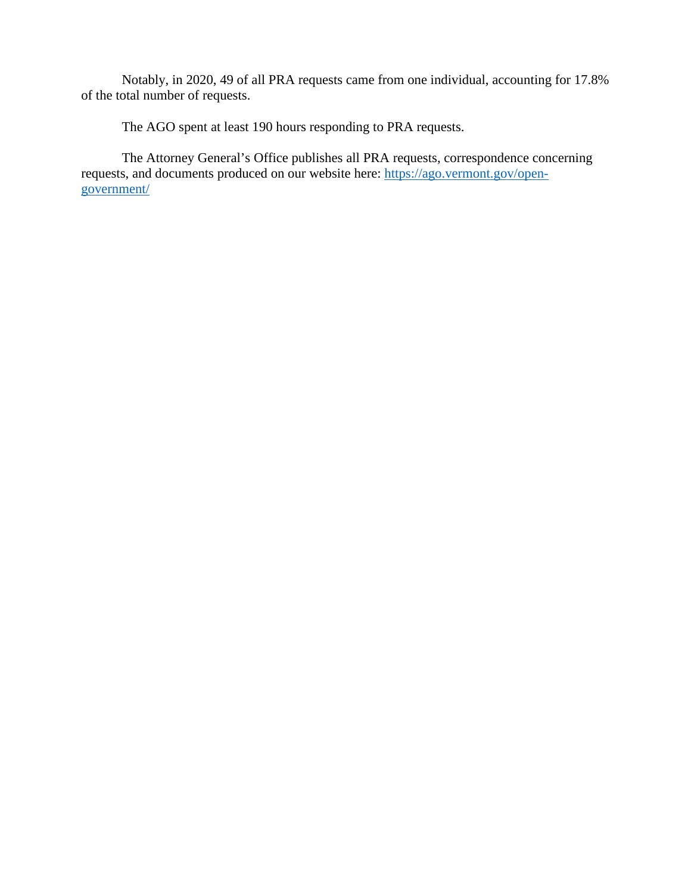Notably, in 2020, 49 of all PRA requests came from one individual, accounting for 17.8% of the total number of requests.

The AGO spent at least 190 hours responding to PRA requests.

The Attorney General's Office publishes all PRA requests, correspondence concerning requests, and documents produced on our website here: https://ago.vermont.gov/open-government/